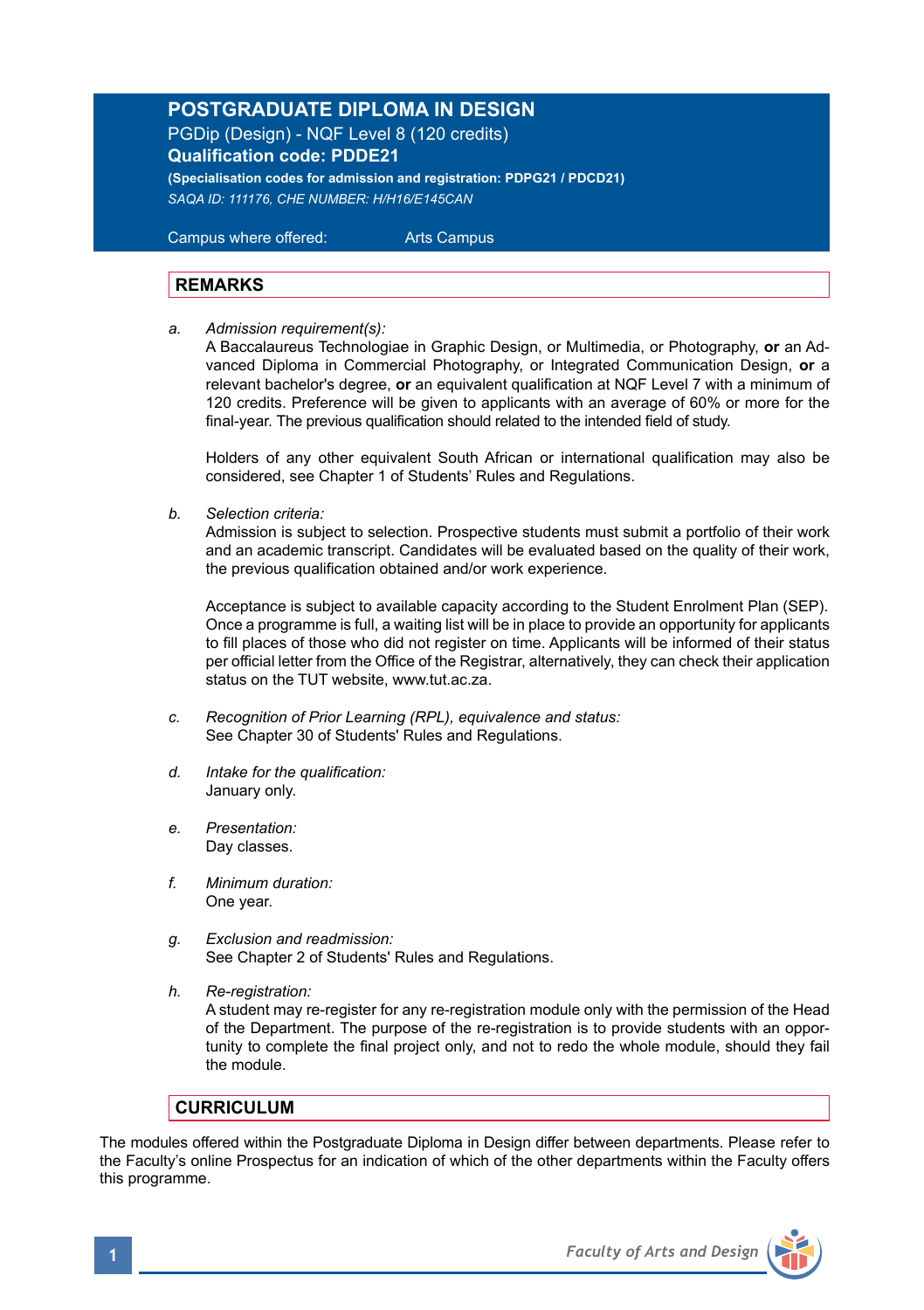# POSTGRADUATE DIPLOMA IN DESIGN

PGDip (Design) - NQF Level 8 (120 credits)

**Qualification code: PDDE21**

**(Specialisation codes for admission and registration: PDPG21 / PDCD21)**

*SAQA ID: 111176, CHE NUMBER: H/H16/E145CAN*

Campus where offered: Arts Campus

## REMARKS

a. *Admission requirement(s):*
A Baccalaureus Technologiae in Graphic Design, or Multimedia, or Photography, **or** an Advanced Diploma in Commercial Photography, or Integrated Communication Design, **or** a relevant bachelor's degree, **or** an equivalent qualification at NQF Level 7 with a minimum of 120 credits. Preference will be given to applicants with an average of 60% or more for the final-year. The previous qualification should related to the intended field of study.

Holders of any other equivalent South African or international qualification may also be considered, see Chapter 1 of Students' Rules and Regulations.

b. *Selection criteria:*
Admission is subject to selection. Prospective students must submit a portfolio of their work and an academic transcript. Candidates will be evaluated based on the quality of their work, the previous qualification obtained and/or work experience.

Acceptance is subject to available capacity according to the Student Enrolment Plan (SEP). Once a programme is full, a waiting list will be in place to provide an opportunity for applicants to fill places of those who did not register on time. Applicants will be informed of their status per official letter from the Office of the Registrar, alternatively, they can check their application status on the TUT website, www.tut.ac.za.

c. *Recognition of Prior Learning (RPL), equivalence and status:*
See Chapter 30 of Students' Rules and Regulations.

d. *Intake for the qualification:*
January only.

e. *Presentation:*
Day classes.

f. *Minimum duration:*
One year.

g. *Exclusion and readmission:*
See Chapter 2 of Students' Rules and Regulations.

h. *Re-registration:*
A student may re-register for any re-registration module only with the permission of the Head of the Department. The purpose of the re-registration is to provide students with an opportunity to complete the final project only, and not to redo the whole module, should they fail the module.

## CURRICULUM

The modules offered within the Postgraduate Diploma in Design differ between departments. Please refer to the Faculty's online Prospectus for an indication of which of the other departments within the Faculty offers this programme.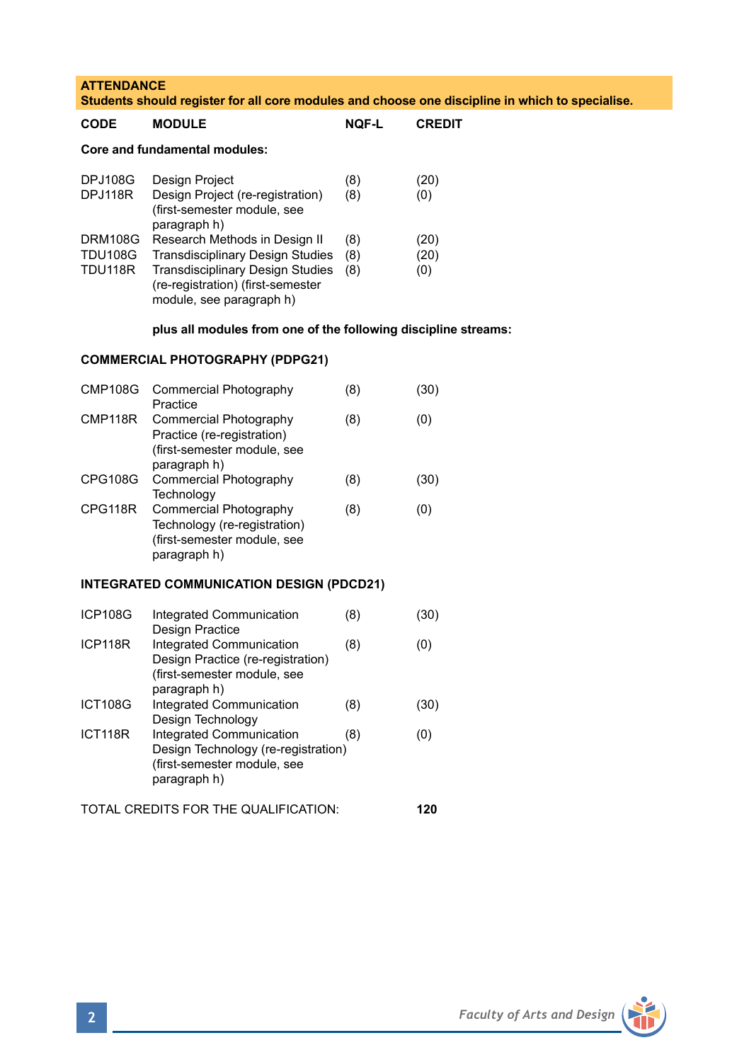**ATTENDANCE**
**Students should register for all core modules and choose one discipline in which to specialise.**

| CODE | MODULE | NQF-L | CREDIT |
|---|---|---|---|
| **Core and fundamental modules:** | | | |
| DPJ108G | Design Project | (8) | (20) |
| DPJ118R | Design Project (re-registration) (first-semester module, see paragraph h) | (8) | (0) |
| DRM108G | Research Methods in Design II | (8) | (20) |
| TDU108G | Transdisciplinary Design Studies | (8) | (20) |
| TDU118R | Transdisciplinary Design Studies (re-registration) (first-semester module, see paragraph h) | (8) | (0) |
| | **plus all modules from one of the following discipline streams:** | | |
| **COMMERCIAL PHOTOGRAPHY (PDPG21)** | | | |
| CMP108G | Commercial Photography Practice | (8) | (30) |
| CMP118R | Commercial Photography Practice (re-registration) (first-semester module, see paragraph h) | (8) | (0) |
| CPG108G | Commercial Photography Technology | (8) | (30) |
| CPG118R | Commercial Photography Technology (re-registration) (first-semester module, see paragraph h) | (8) | (0) |
| **INTEGRATED COMMUNICATION DESIGN (PDCD21)** | | | |
| ICP108G | Integrated Communication Design Practice | (8) | (30) |
| ICP118R | Integrated Communication Design Practice (re-registration) (first-semester module, see paragraph h) | (8) | (0) |
| ICT108G | Integrated Communication Design Technology | (8) | (30) |
| ICT118R | Integrated Communication Design Technology (re-registration) (first-semester module, see paragraph h) | (8) | (0) |

TOTAL CREDITS FOR THE QUALIFICATION: **120**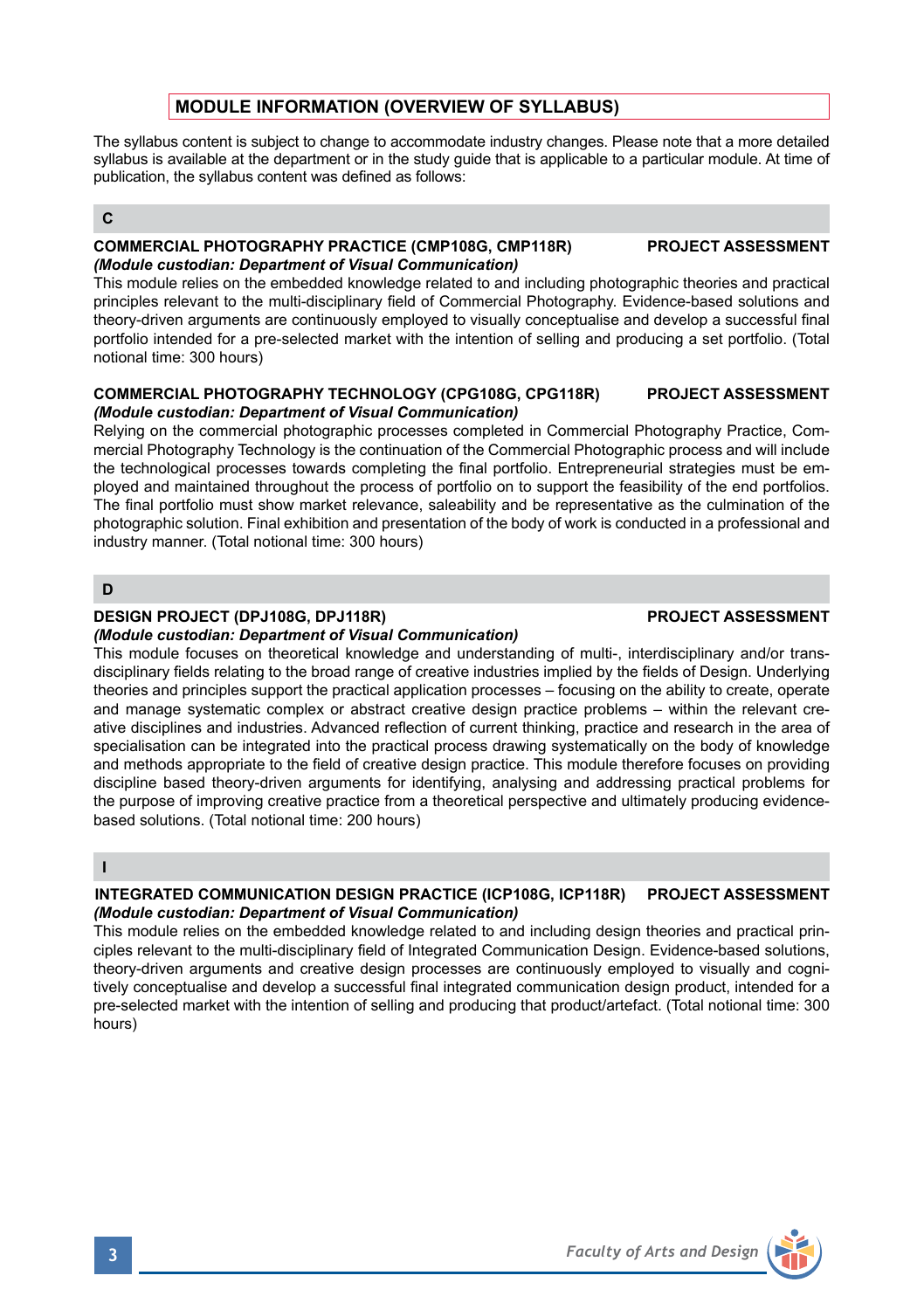## MODULE INFORMATION (OVERVIEW OF SYLLABUS)

The syllabus content is subject to change to accommodate industry changes. Please note that a more detailed syllabus is available at the department or in the study guide that is applicable to a particular module. At time of publication, the syllabus content was defined as follows:

### C

**COMMERCIAL PHOTOGRAPHY PRACTICE (CMP108G, CMP118R) PROJECT ASSESSMENT**
***(Module custodian: Department of Visual Communication)***
This module relies on the embedded knowledge related to and including photographic theories and practical principles relevant to the multi-disciplinary field of Commercial Photography. Evidence-based solutions and theory-driven arguments are continuously employed to visually conceptualise and develop a successful final portfolio intended for a pre-selected market with the intention of selling and producing a set portfolio. (Total notional time: 300 hours)

**COMMERCIAL PHOTOGRAPHY TECHNOLOGY (CPG108G, CPG118R) PROJECT ASSESSMENT**
***(Module custodian: Department of Visual Communication)***
Relying on the commercial photographic processes completed in Commercial Photography Practice, Commercial Photography Technology is the continuation of the Commercial Photographic process and will include the technological processes towards completing the final portfolio. Entrepreneurial strategies must be employed and maintained throughout the process of portfolio on to support the feasibility of the end portfolios. The final portfolio must show market relevance, saleability and be representative as the culmination of the photographic solution. Final exhibition and presentation of the body of work is conducted in a professional and industry manner. (Total notional time: 300 hours)

### D

**DESIGN PROJECT (DPJ108G, DPJ118R) PROJECT ASSESSMENT**
***(Module custodian: Department of Visual Communication)***
This module focuses on theoretical knowledge and understanding of multi-, interdisciplinary and/or transdisciplinary fields relating to the broad range of creative industries implied by the fields of Design. Underlying theories and principles support the practical application processes – focusing on the ability to create, operate and manage systematic complex or abstract creative design practice problems – within the relevant creative disciplines and industries. Advanced reflection of current thinking, practice and research in the area of specialisation can be integrated into the practical process drawing systematically on the body of knowledge and methods appropriate to the field of creative design practice. This module therefore focuses on providing discipline based theory-driven arguments for identifying, analysing and addressing practical problems for the purpose of improving creative practice from a theoretical perspective and ultimately producing evidence-based solutions. (Total notional time: 200 hours)

### I

**INTEGRATED COMMUNICATION DESIGN PRACTICE (ICP108G, ICP118R) PROJECT ASSESSMENT**
***(Module custodian: Department of Visual Communication)***
This module relies on the embedded knowledge related to and including design theories and practical principles relevant to the multi-disciplinary field of Integrated Communication Design. Evidence-based solutions, theory-driven arguments and creative design processes are continuously employed to visually and cognitively conceptualise and develop a successful final integrated communication design product, intended for a pre-selected market with the intention of selling and producing that product/artefact. (Total notional time: 300 hours)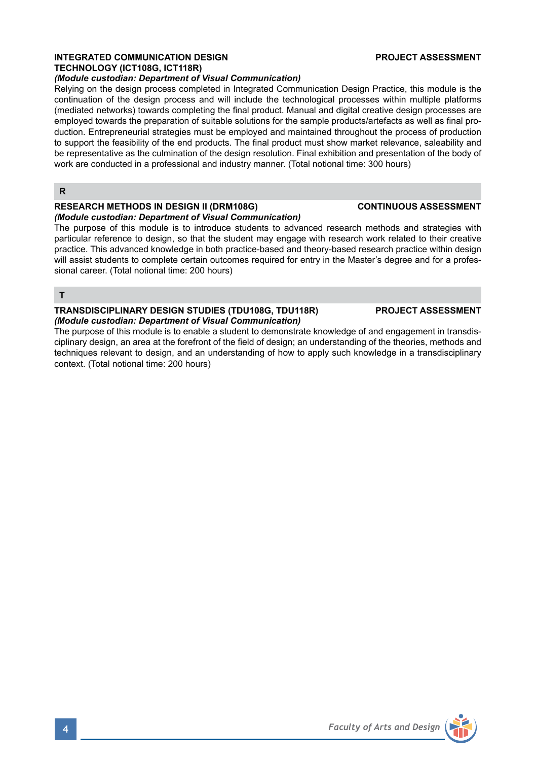**INTEGRATED COMMUNICATION DESIGN TECHNOLOGY (ICT108G, ICT118R)** **PROJECT ASSESSMENT**

*(Module custodian: Department of Visual Communication)*

Relying on the design process completed in Integrated Communication Design Practice, this module is the continuation of the design process and will include the technological processes within multiple platforms (mediated networks) towards completing the final product. Manual and digital creative design processes are employed towards the preparation of suitable solutions for the sample products/artefacts as well as final production. Entrepreneurial strategies must be employed and maintained throughout the process of production to support the feasibility of the end products. The final product must show market relevance, saleability and be representative as the culmination of the design resolution. Final exhibition and presentation of the body of work are conducted in a professional and industry manner. (Total notional time: 300 hours)

## R

**RESEARCH METHODS IN DESIGN II (DRM108G)** **CONTINUOUS ASSESSMENT**

*(Module custodian: Department of Visual Communication)*

The purpose of this module is to introduce students to advanced research methods and strategies with particular reference to design, so that the student may engage with research work related to their creative practice. This advanced knowledge in both practice-based and theory-based research practice within design will assist students to complete certain outcomes required for entry in the Master's degree and for a professional career. (Total notional time: 200 hours)

## T

**TRANSDISCIPLINARY DESIGN STUDIES (TDU108G, TDU118R)** **PROJECT ASSESSMENT**

*(Module custodian: Department of Visual Communication)*

The purpose of this module is to enable a student to demonstrate knowledge of and engagement in transdisciplinary design, an area at the forefront of the field of design; an understanding of the theories, methods and techniques relevant to design, and an understanding of how to apply such knowledge in a transdisciplinary context. (Total notional time: 200 hours)